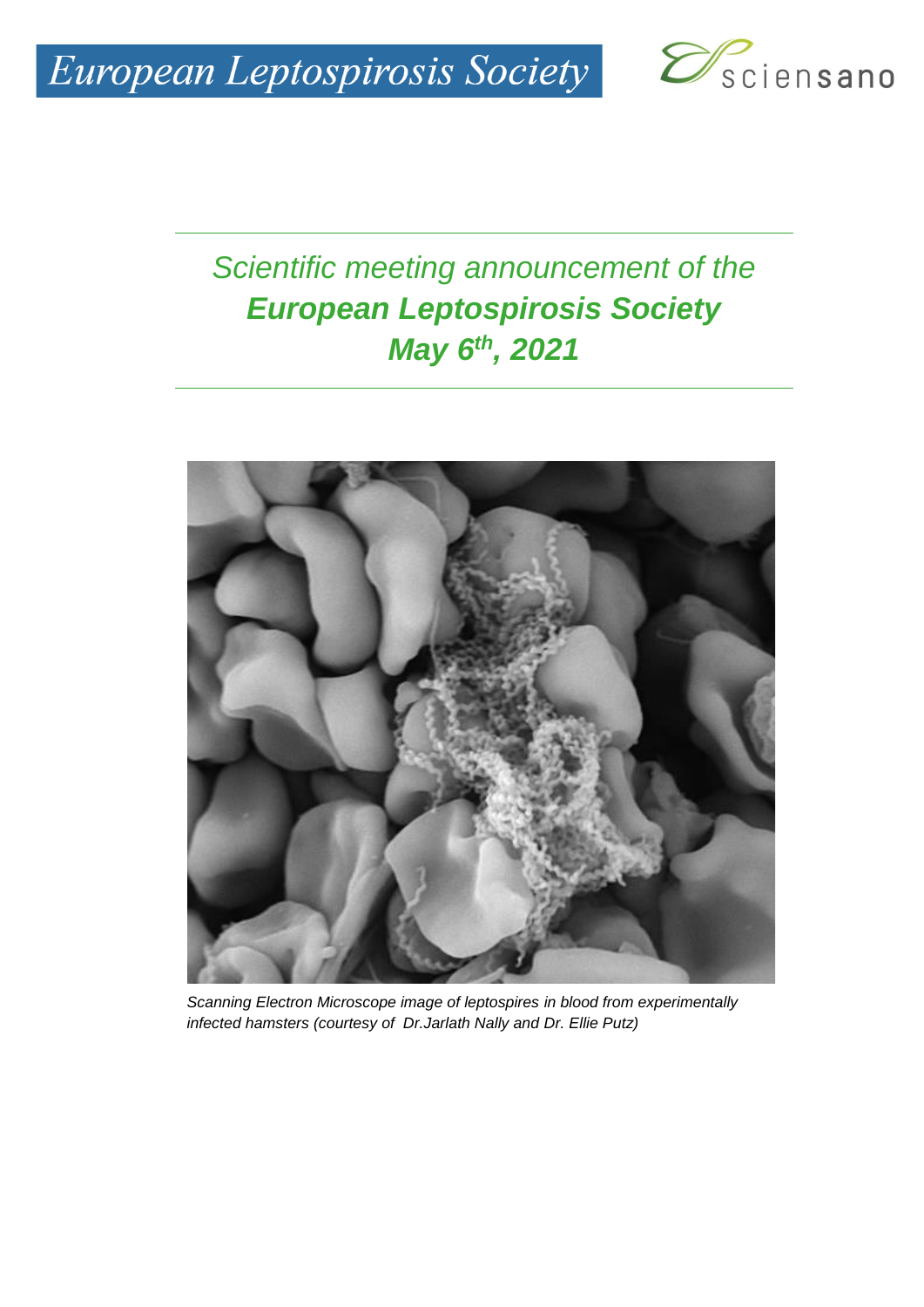European Leptospirosis Society

sciensano

# *Scientific meeting announcement of the* ***European Leptospirosis Society*** ***May 6th, 2021***

*Scanning Electron Microscope image of leptospires in blood from experimentally infected hamsters (courtesy of Dr.Jarlath Nally and Dr. Ellie Putz)*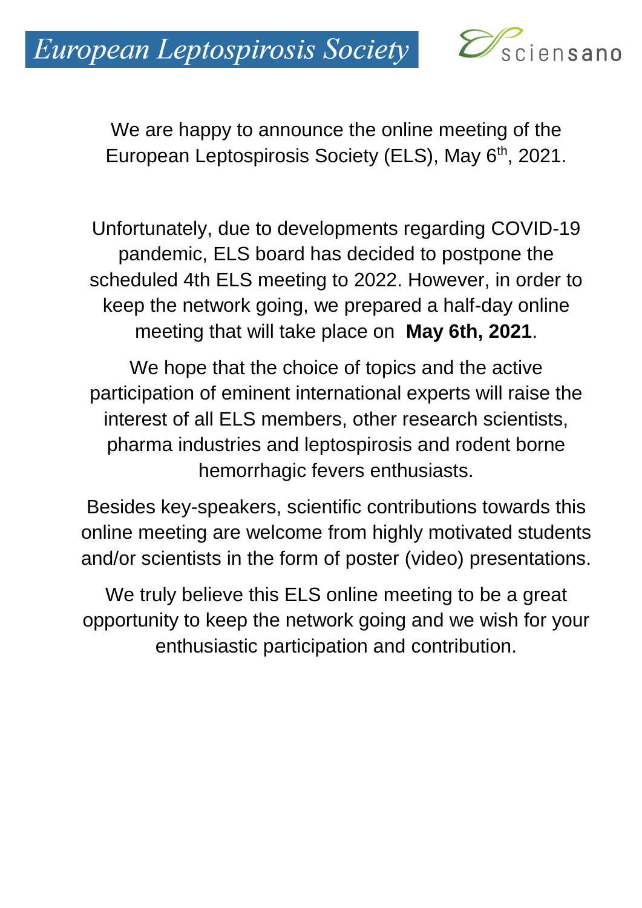European Leptospirosis Society

sciensano

We are happy to announce the online meeting of the European Leptospirosis Society (ELS), May 6$^{th}$, 2021.

Unfortunately, due to developments regarding COVID-19 pandemic, ELS board has decided to postpone the scheduled 4th ELS meeting to 2022. However, in order to keep the network going, we prepared a half-day online meeting that will take place on **May 6th, 2021**.

We hope that the choice of topics and the active participation of eminent international experts will raise the interest of all ELS members, other research scientists, pharma industries and leptospirosis and rodent borne hemorrhagic fevers enthusiasts.

Besides key-speakers, scientific contributions towards this online meeting are welcome from highly motivated students and/or scientists in the form of poster (video) presentations.

We truly believe this ELS online meeting to be a great opportunity to keep the network going and we wish for your enthusiastic participation and contribution.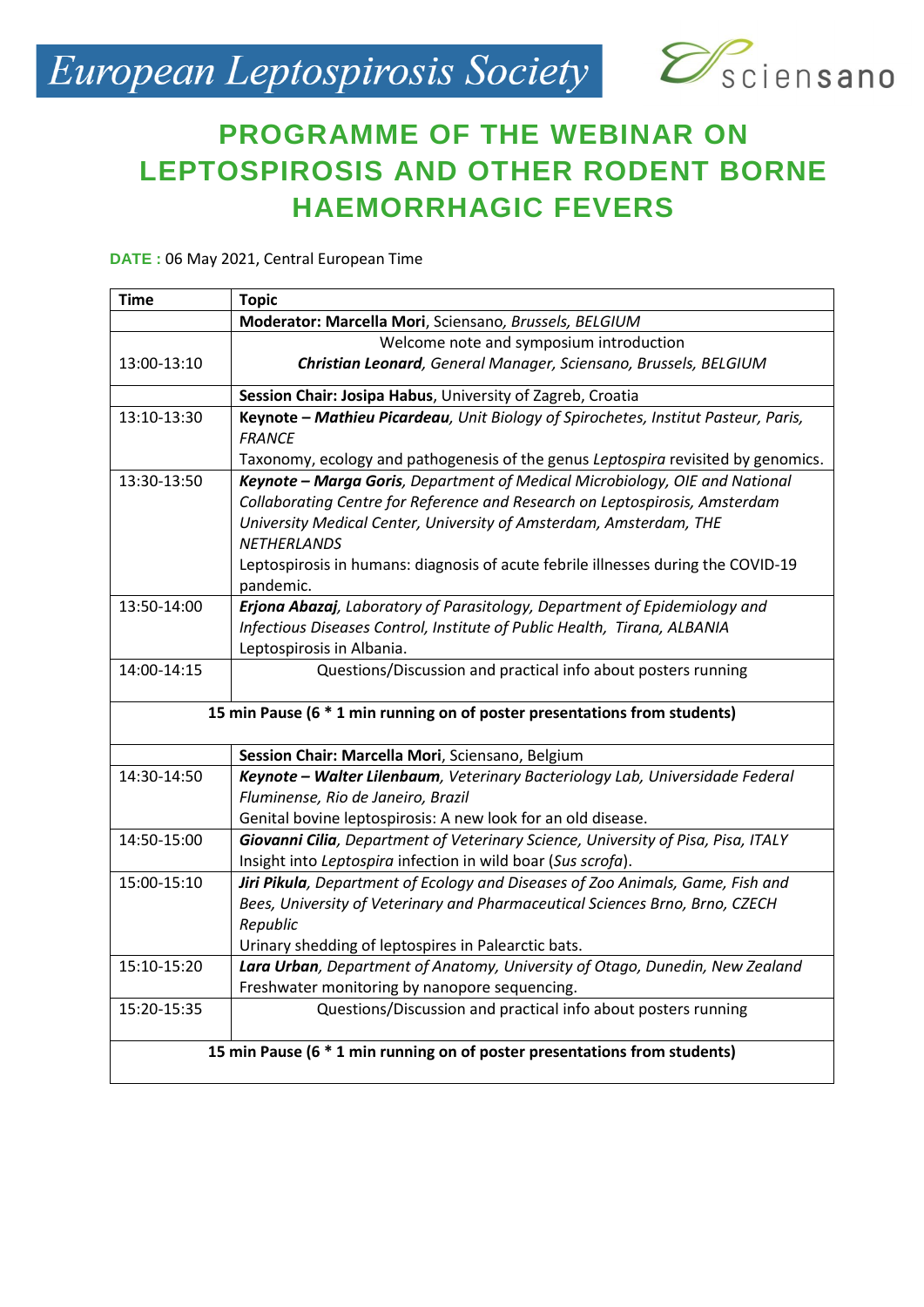European Leptospirosis Society

sciensano

# PROGRAMME OF THE WEBINAR ON LEPTOSPIROSIS AND OTHER RODENT BORNE HAEMORRHAGIC FEVERS

**DATE :** 06 May 2021, Central European Time

| Time | Topic |
|---|---|
| | **Moderator: Marcella Mori**, Sciensano, *Brussels, BELGIUM* |
| 13:00-13:10 | Welcome note and symposium introduction<br>***Christian Leonard**, General Manager, Sciensano, Brussels, BELGIUM* |
| | **Session Chair: Josipa Habus**, University of Zagreb, Croatia |
| 13:10-13:30 | **Keynote – *Mathieu Picardeau***, *Unit Biology of Spirochetes, Institut Pasteur, Paris, FRANCE*<br>Taxonomy, ecology and pathogenesis of the genus *Leptospira* revisited by genomics. |
| 13:30-13:50 | ***Keynote – Marga Goris****, Department of Medical Microbiology, OIE and National Collaborating Centre for Reference and Research on Leptospirosis, Amsterdam University Medical Center, University of Amsterdam, Amsterdam, THE NETHERLANDS*<br>Leptospirosis in humans: diagnosis of acute febrile illnesses during the COVID-19 pandemic. |
| 13:50-14:00 | ***Erjona Abazaj****, Laboratory of Parasitology, Department of Epidemiology and Infectious Diseases Control, Institute of Public Health, Tirana, ALBANIA*<br>Leptospirosis in Albania. |
| 14:00-14:15 | Questions/Discussion and practical info about posters running |
| **15 min Pause (6 * 1 min running on of poster presentations from students)** | |
| | **Session Chair: Marcella Mori**, Sciensano, Belgium |
| 14:30-14:50 | ***Keynote – Walter Lilenbaum****, Veterinary Bacteriology Lab, Universidade Federal Fluminense, Rio de Janeiro, Brazil*<br>Genital bovine leptospirosis: A new look for an old disease. |
| 14:50-15:00 | ***Giovanni Cilia****, Department of Veterinary Science, University of Pisa, Pisa, ITALY*<br>Insight into *Leptospira* infection in wild boar (*Sus scrofa*). |
| 15:00-15:10 | ***Jiri Pikula****, Department of Ecology and Diseases of Zoo Animals, Game, Fish and Bees, University of Veterinary and Pharmaceutical Sciences Brno, Brno, CZECH Republic*<br>Urinary shedding of leptospires in Palearctic bats. |
| 15:10-15:20 | ***Lara Urban****, Department of Anatomy, University of Otago, Dunedin, New Zealand*<br>Freshwater monitoring by nanopore sequencing. |
| 15:20-15:35 | Questions/Discussion and practical info about posters running |
| **15 min Pause (6 * 1 min running on of poster presentations from students)** | |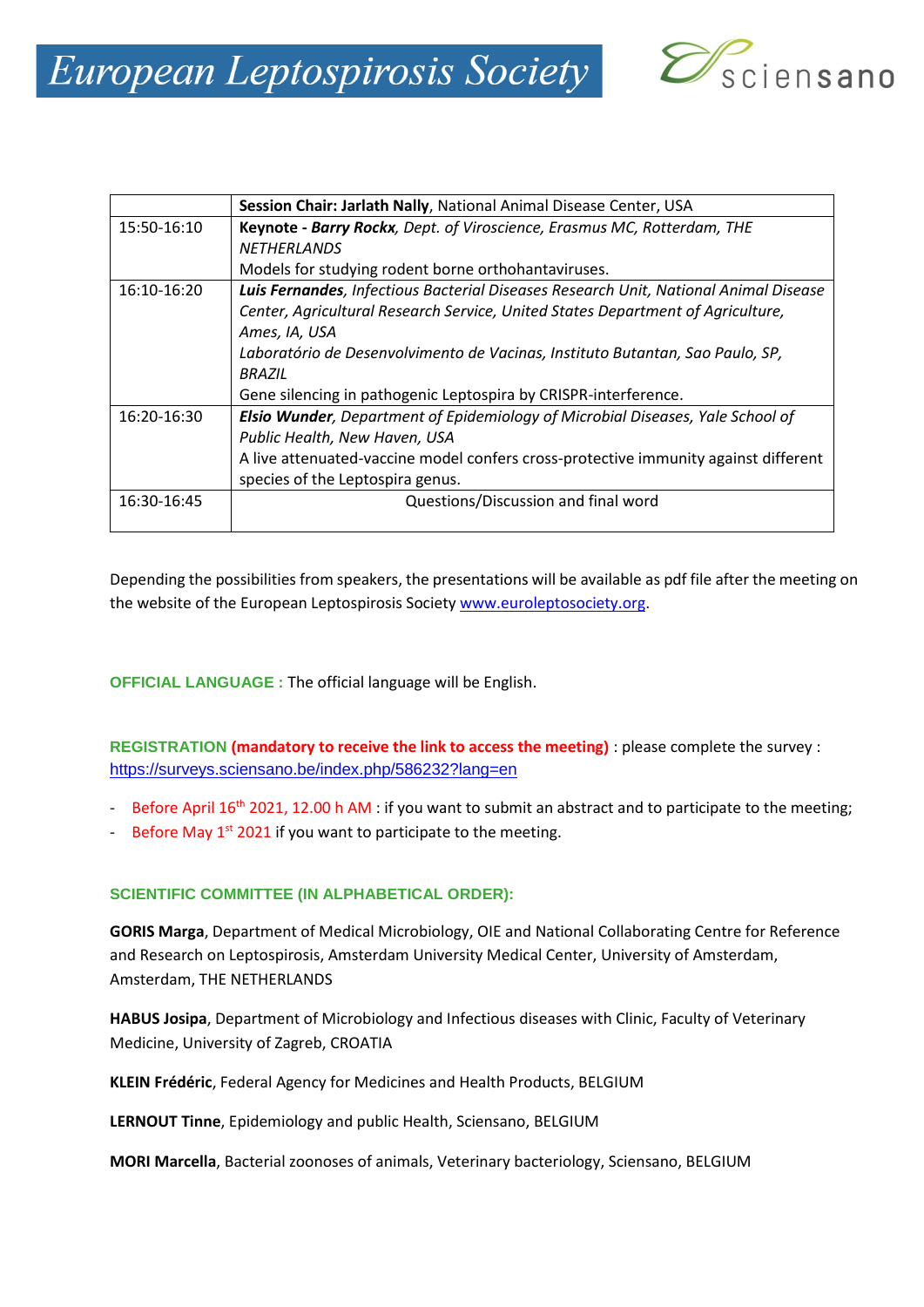|  | **Session Chair: Jarlath Nally**, National Animal Disease Center, USA |
|---|---|
| 15:50-16:10 | **Keynote - *Barry Rockx***, *Dept. of Viroscience, Erasmus MC, Rotterdam, THE NETHERLANDS*<br>Models for studying rodent borne orthohantaviruses. |
| 16:10-16:20 | ***Luis Fernandes***, *Infectious Bacterial Diseases Research Unit, National Animal Disease Center, Agricultural Research Service, United States Department of Agriculture, Ames, IA, USA*<br>*Laboratório de Desenvolvimento de Vacinas, Instituto Butantan, Sao Paulo, SP, BRAZIL*<br>Gene silencing in pathogenic Leptospira by CRISPR-interference. |
| 16:20-16:30 | ***Elsio Wunder***, *Department of Epidemiology of Microbial Diseases, Yale School of Public Health, New Haven, USA*<br>A live attenuated-vaccine model confers cross-protective immunity against different species of the Leptospira genus. |
| 16:30-16:45 | Questions/Discussion and final word |

Depending the possibilities from speakers, the presentations will be available as pdf file after the meeting on the website of the European Leptospirosis Society [www.euroleptosociety.org](www.euroleptosociety.org).

**OFFICIAL LANGUAGE :** The official language will be English.

**REGISTRATION (mandatory to receive the link to access the meeting)** : please complete the survey : [https://surveys.sciensano.be/index.php/586232?lang=en](https://surveys.sciensano.be/index.php/586232?lang=en)

- Before April 16th 2021, 12.00 h AM : if you want to submit an abstract and to participate to the meeting;
- Before May 1st 2021 if you want to participate to the meeting.

**SCIENTIFIC COMMITTEE (IN ALPHABETICAL ORDER):**

**GORIS Marga**, Department of Medical Microbiology, OIE and National Collaborating Centre for Reference and Research on Leptospirosis, Amsterdam University Medical Center, University of Amsterdam, Amsterdam, THE NETHERLANDS

**HABUS Josipa**, Department of Microbiology and Infectious diseases with Clinic, Faculty of Veterinary Medicine, University of Zagreb, CROATIA

**KLEIN Frédéric**, Federal Agency for Medicines and Health Products, BELGIUM

**LERNOUT Tinne**, Epidemiology and public Health, Sciensano, BELGIUM

**MORI Marcella**, Bacterial zoonoses of animals, Veterinary bacteriology, Sciensano, BELGIUM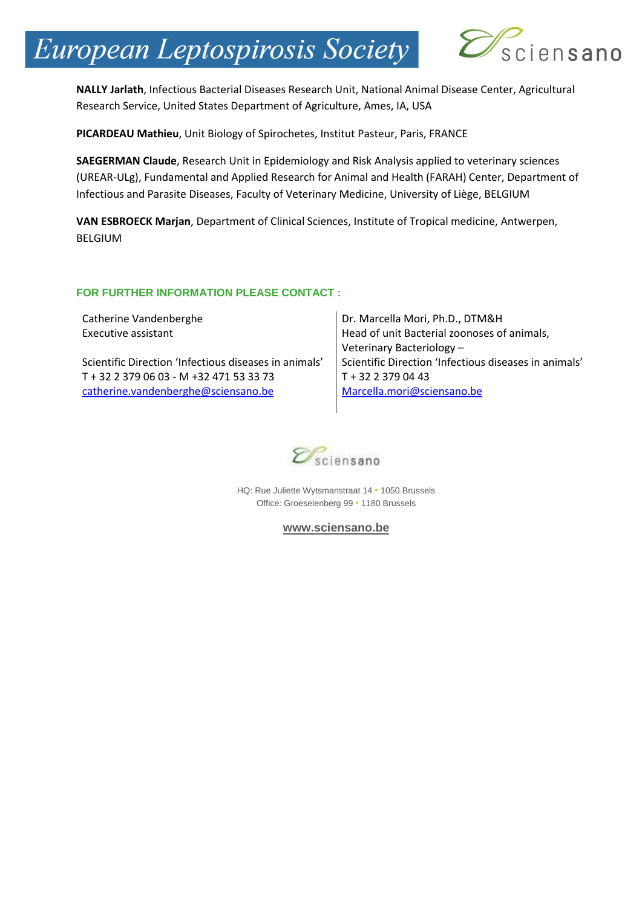**NALLY Jarlath**, Infectious Bacterial Diseases Research Unit, National Animal Disease Center, Agricultural Research Service, United States Department of Agriculture, Ames, IA, USA

**PICARDEAU Mathieu**, Unit Biology of Spirochetes, Institut Pasteur, Paris, FRANCE

**SAEGERMAN Claude**, Research Unit in Epidemiology and Risk Analysis applied to veterinary sciences (UREAR-ULg), Fundamental and Applied Research for Animal and Health (FARAH) Center, Department of Infectious and Parasite Diseases, Faculty of Veterinary Medicine, University of Liège, BELGIUM

**VAN ESBROECK Marjan**, Department of Clinical Sciences, Institute of Tropical medicine, Antwerpen, BELGIUM

## FOR FURTHER INFORMATION PLEASE CONTACT :

| | |
|---|---|
| Catherine Vandenberghe<br>Executive assistant<br><br>Scientific Direction 'Infectious diseases in animals'<br>T + 32 2 379 06 03 - M +32 471 53 33 73<br>catherine.vandenberghe@sciensano.be | Dr. Marcella Mori, Ph.D., DTM&H<br>Head of unit Bacterial zoonoses of animals, Veterinary Bacteriology –<br>Scientific Direction 'Infectious diseases in animals'<br>T + 32 2 379 04 43<br>Marcella.mori@sciensano.be |

sciensano

HQ: Rue Juliette Wytsmanstraat 14 • 1050 Brussels
Office: Groeselenberg 99 • 1180 Brussels

**www.sciensano.be**